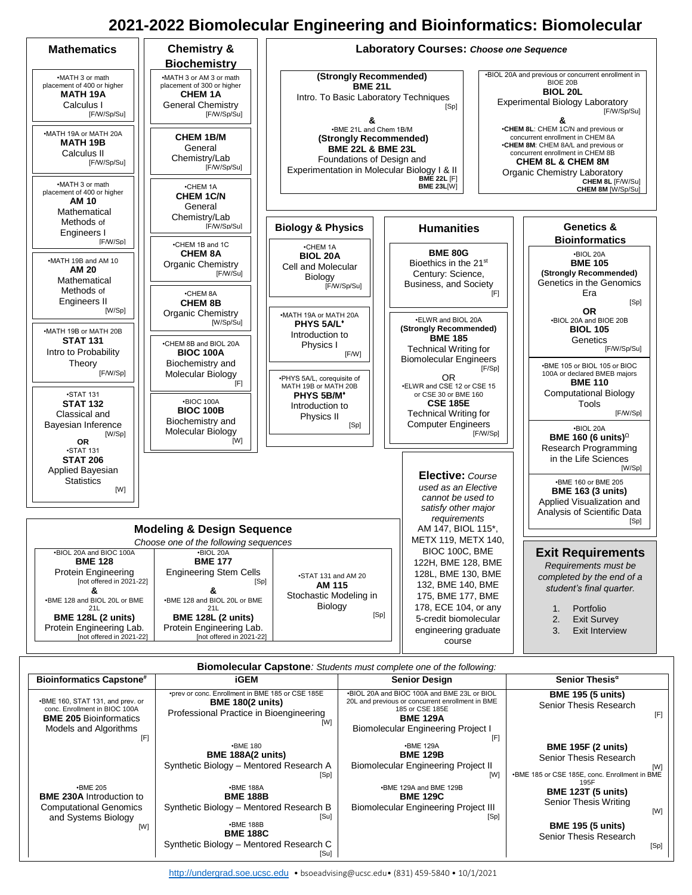# 2021-2022 Biomolecular Engineering and Bioinformatics: Biomolecular

## Mathematics

•MATH 3 or math placement of 400 or higher
**MATH 19A**
Calculus I
[F/W/Sp/Su]

•MATH 19A or MATH 20A
**MATH 19B**
Calculus II
[F/W/Sp/Su]

•MATH 3 or math placement of 400 or higher
**AM 10**
Mathematical Methods of Engineers I
[F/W/Sp]

•MATH 19B and AM 10
**AM 20**
Mathematical Methods of Engineers II
[W/Sp]

•MATH 19B or MATH 20B
**STAT 131**
Intro to Probability Theory
[F/W/Sp]

•STAT 131
**STAT 132**
Classical and Bayesian Inference
[W/Sp]
**OR**
•STAT 131
**STAT 206**
Applied Bayesian Statistics
[W]

## Chemistry & Biochemistry

•MATH 3 or AM 3 or math placement of 300 or higher
**CHEM 1A**
General Chemistry
[F/W/Sp/Su]

**CHEM 1B/M**
General Chemistry/Lab
[F/W/Sp/Su]

•CHEM 1A
**CHEM 1C/N**
General Chemistry/Lab
[F/W/Sp/Su]

•CHEM 1B and 1C
**CHEM 8A**
Organic Chemistry
[F/W/Su]

•CHEM 8A
**CHEM 8B**
Organic Chemistry
[W/Sp/Su]

•CHEM 8B and BIOL 20A
**BIOC 100A**
Biochemistry and Molecular Biology
[F]

•BIOC 100A
**BIOC 100B**
Biochemistry and Molecular Biology
[W]

## Laboratory Courses: *Choose one Sequence*

**(Strongly Recommended)**
**BME 21L**
Intro. To Basic Laboratory Techniques
[Sp]
**&**
•BME 21L and Chem 1B/M
**(Strongly Recommended)**
**BME 22L & BME 23L**
Foundations of Design and Experimentation in Molecular Biology I & II
**BME 22L** [F]
**BME 23L**[W]

•BIOL 20A and previous or concurrent enrollment in BIOE 20B
**BIOL 20L**
Experimental Biology Laboratory
[F/W/Sp/Su]
**&**
•**CHEM 8L**: CHEM 1C/N and previous or concurrent enrollment in CHEM 8A
•**CHEM 8M**: CHEM 8A/L and previous or concurrent enrollment in CHEM 8B
**CHEM 8L & CHEM 8M**
Organic Chemistry Laboratory
**CHEM 8L** [F/W/Su]
**CHEM 8M** [W/Sp/Su]

## Biology & Physics

•CHEM 1A
**BIOL 20A**
Cell and Molecular Biology
[F/W/Sp/Su]

•MATH 19A or MATH 20A
**PHYS 5A/L**♦
Introduction to Physics I
[F/W]

•PHYS 5A/L, corequisite of MATH 19B or MATH 20B
**PHYS 5B/M**♦
Introduction to Physics II
[Sp]

## Humanities

**BME 80G**
Bioethics in the 21[st] Century: Science, Business, and Society
[F]

•ELWR and BIOL 20A
**(Strongly Recommended)**
**BME 185**
Technical Writing for Biomolecular Engineers
[F/Sp]
OR
•ELWR and CSE 12 or CSE 15 or CSE 30 or BME 160
**CSE 185E**
Technical Writing for Computer Engineers
[F/W/Sp]

## Genetics & Bioinformatics

•BIOL 20A
**BME 105**
**(Strongly Recommended)**
Genetics in the Genomics Era
[Sp]
**OR**
•BIOL 20A and BIOE 20B
**BIOL 105**
Genetics
[F/W/Sp/Su]

•BME 105 or BIOL 105 or BIOC 100A or declared BMEB majors
**BME 110**
Computational Biology Tools
[F/W/Sp]

•BIOL 20A
**BME 160 (6 units)**[Ω]
Research Programming in the Life Sciences
[W/Sp]

•BME 160 or BME 205
**BME 163 (3 units)**
Applied Visualization and Analysis of Scientific Data
[Sp]

## Elective: *Course used as an Elective cannot be used to satisfy other major requirements*

AM 147, BIOL 115*, METX 119, METX 140, BIOC 100C, BME 122H, BME 128, BME 128L, BME 130, BME 132, BME 140, BME 175, BME 177, BME 178, ECE 104, or any 5-credit biomolecular engineering graduate course

## Modeling & Design Sequence

*Choose one of the following sequences*

| | | |
|---|---|---|
| •BIOL 20A and BIOC 100A<br>**BME 128**<br>Protein Engineering<br>[not offered in 2021-22]<br>**&**<br>•BME 128 and BIOL 20L or BME 21L<br>**BME 128L (2 units)**<br>Protein Engineering Lab.<br>[not offered in 2021-22] | •BIOL 20A<br>**BME 177**<br>Engineering Stem Cells<br>[Sp]<br>**&**<br>•BME 128 and BIOL 20L or BME 21L<br>**BME 128L (2 units)**<br>Protein Engineering Lab.<br>[not offered in 2021-22] | •STAT 131 and AM 20<br>**AM 115**<br>Stochastic Modeling in Biology<br>[Sp] |

## Exit Requirements

*Requirements must be completed by the end of a student's final quarter.*

1. Portfolio
2. Exit Survey
3. Exit Interview

## Biomolecular Capstone: *Students must complete one of the following:*

| Bioinformatics Capstone[#] | iGEM | Senior Design | Senior Thesis[α] |
|---|---|---|---|
| •BME 160, STAT 131, and prev. or conc. Enrollment in BIOC 100A<br>**BME 205** Bioinformatics Models and Algorithms<br>[F] | •prev or conc. Enrollment in BME 185 or CSE 185E<br>**BME 180(2 units)**<br>Professional Practice in Bioengineering<br>[W] | •BIOL 20A and BIOC 100A and BME 23L or BIOL 20L and previous or concurrent enrollment in BME 185 or CSE 185E<br>**BME 129A**<br>Biomolecular Engineering Project I<br>[F] | **BME 195 (5 units)**<br>Senior Thesis Research<br>[F] |
| | •BME 180<br>**BME 188A(2 units)**<br>Synthetic Biology – Mentored Research A<br>[Sp] | •BME 129A<br>**BME 129B**<br>Biomolecular Engineering Project II<br>[W] | **BME 195F (2 units)**<br>Senior Thesis Research<br>[W] |
| •BME 205<br>**BME 230A** Introduction to Computational Genomics and Systems Biology<br>[W] | •BME 188A<br>**BME 188B**<br>Synthetic Biology – Mentored Research B<br>[Su] | •BME 129A and BME 129B<br>**BME 129C**<br>Biomolecular Engineering Project III<br>[Sp] | •BME 185 or CSE 185E, conc. Enrollment in BME 195F<br>**BME 123T (5 units)**<br>Senior Thesis Writing<br>[W] |
| | •BME 188B<br>**BME 188C**<br>Synthetic Biology – Mentored Research C<br>[Su] | | **BME 195 (5 units)**<br>Senior Thesis Research<br>[Sp] |

http://undergrad.soe.ucsc.edu • bsoeadvising@ucsc.edu• (831) 459-5840 • 10/1/2021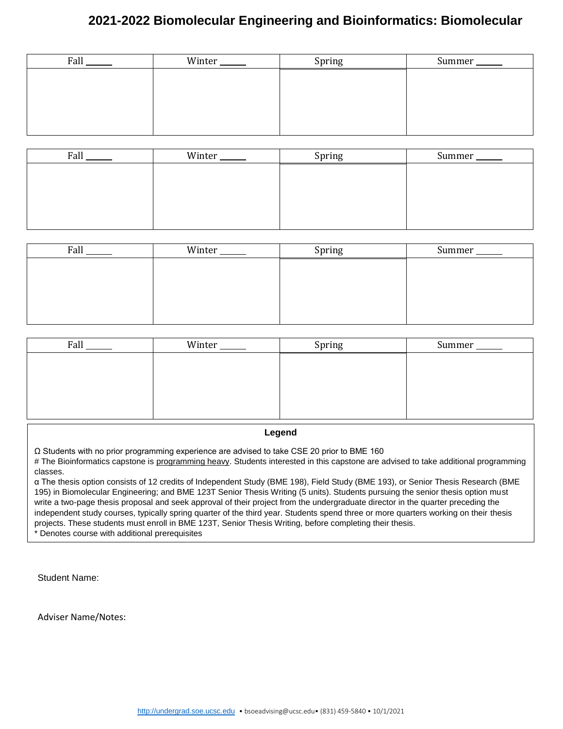# 2021-2022 Biomolecular Engineering and Bioinformatics: Biomolecular

| Fall ______ | Winter ______ | Spring | Summer ______ |
|---|---|---|---|
| | | | |

| Fall ______ | Winter ______ | Spring | Summer ______ |
|---|---|---|---|
| | | | |

| Fall ______ | Winter ______ | Spring | Summer ______ |
|---|---|---|---|
| | | | |

| Fall ______ | Winter ______ | Spring | Summer ______ |
|---|---|---|---|
| | | | |

**Legend**

Ω Students with no prior programming experience are advised to take CSE 20 prior to BME 160

# The Bioinformatics capstone is programming heavy. Students interested in this capstone are advised to take additional programming classes.

α The thesis option consists of 12 credits of Independent Study (BME 198), Field Study (BME 193), or Senior Thesis Research (BME 195) in Biomolecular Engineering; and BME 123T Senior Thesis Writing (5 units). Students pursuing the senior thesis option must write a two-page thesis proposal and seek approval of their project from the undergraduate director in the quarter preceding the independent study courses, typically spring quarter of the third year. Students spend three or more quarters working on their thesis projects. These students must enroll in BME 123T, Senior Thesis Writing, before completing their thesis.

* Denotes course with additional prerequisites

Student Name:

Adviser Name/Notes:

http://undergrad.soe.ucsc.edu • bsoeadvising@ucsc.edu • (831) 459-5840 • 10/1/2021